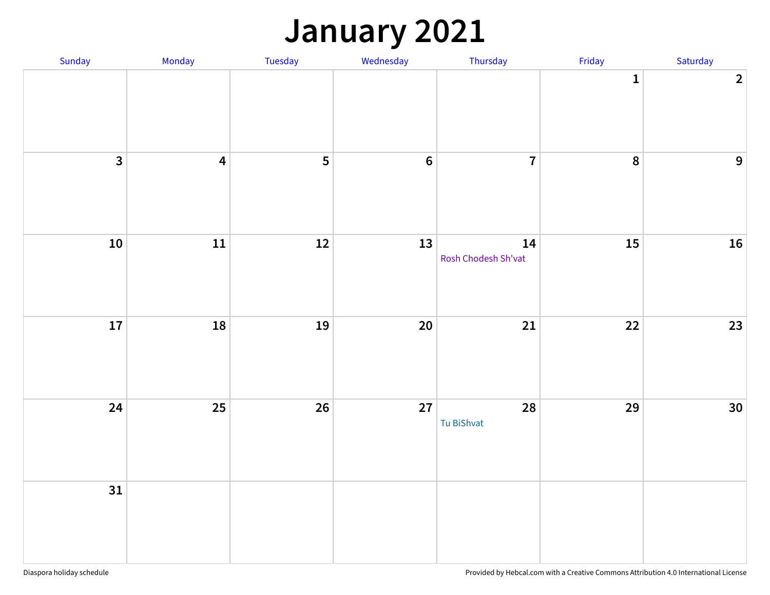# January 2021

| Sunday | Monday | Tuesday | Wednesday | Thursday | Friday | Saturday |
|---|---|---|---|---|---|---|
| | | | | | 1 | 2 |
| 3 | 4 | 5 | 6 | 7 | 8 | 9 |
| 10 | 11 | 12 | 13 | 14 Rosh Chodesh Sh'vat | 15 | 16 |
| 17 | 18 | 19 | 20 | 21 | 22 | 23 |
| 24 | 25 | 26 | 27 | 28 Tu BiShvat | 29 | 30 |
| 31 | | | | | | |

Diaspora holiday schedule

Provided by Hebcal.com with a Creative Commons Attribution 4.0 International License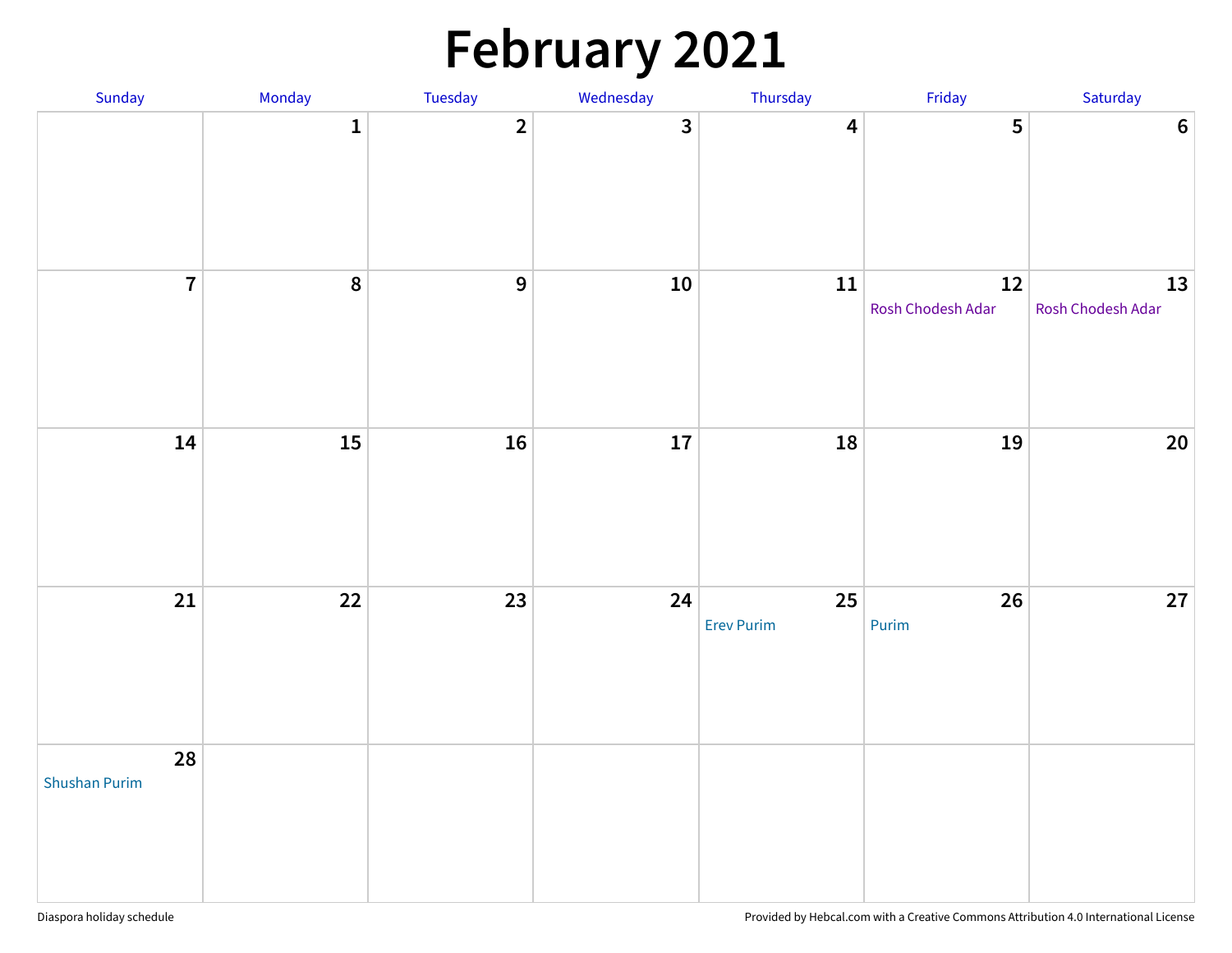# February 2021

| Sunday | Monday | Tuesday | Wednesday | Thursday | Friday | Saturday |
|---|---|---|---|---|---|---|
| | 1 | 2 | 3 | 4 | 5 | 6 |
| 7 | 8 | 9 | 10 | 11 | 12 Rosh Chodesh Adar | 13 Rosh Chodesh Adar |
| 14 | 15 | 16 | 17 | 18 | 19 | 20 |
| 21 | 22 | 23 | 24 | 25 Erev Purim | 26 Purim | 27 |
| 28 Shushan Purim | | | | | | |

Diaspora holiday schedule

Provided by Hebcal.com with a Creative Commons Attribution 4.0 International License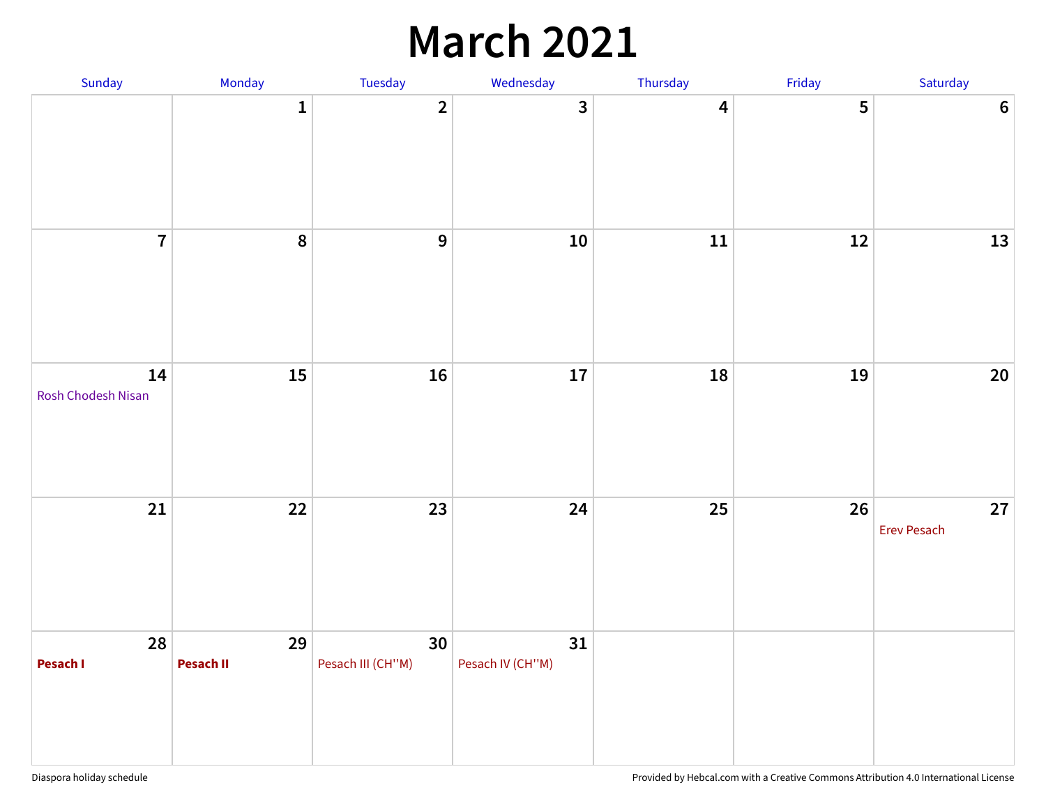# March 2021

| Sunday | Monday | Tuesday | Wednesday | Thursday | Friday | Saturday |
|---|---|---|---|---|---|---|
| | 1 | 2 | 3 | 4 | 5 | 6 |
| 7 | 8 | 9 | 10 | 11 | 12 | 13 |
| 14 Rosh Chodesh Nisan | 15 | 16 | 17 | 18 | 19 | 20 |
| 21 | 22 | 23 | 24 | 25 | 26 | 27 Erev Pesach |
| 28 **Pesach I** | 29 **Pesach II** | 30 Pesach III (CH''M) | 31 Pesach IV (CH''M) | | | |

Diaspora holiday schedule

Provided by Hebcal.com with a Creative Commons Attribution 4.0 International License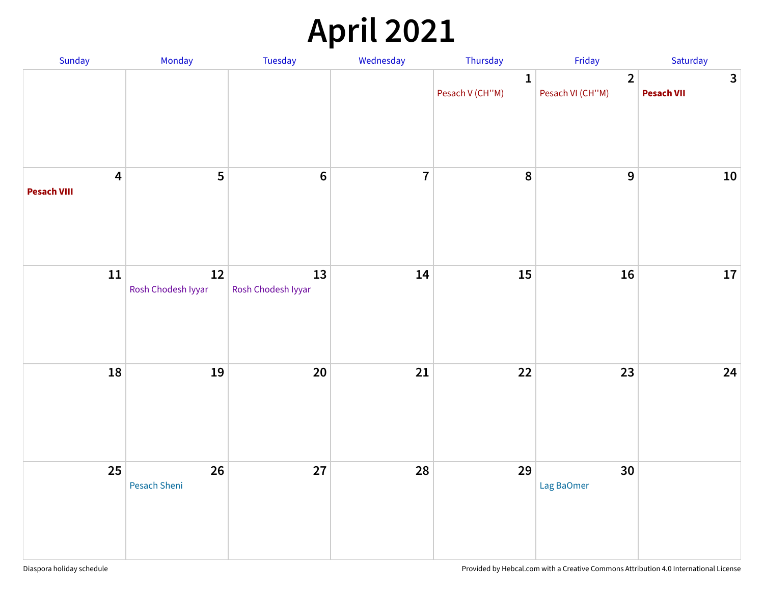# April 2021

| Sunday | Monday | Tuesday | Wednesday | Thursday | Friday | Saturday |
|---|---|---|---|---|---|---|
| | | | | 1 Pesach V (CH''M) | 2 Pesach VI (CH''M) | 3 **Pesach VII** |
| 4 **Pesach VIII** | 5 | 6 | 7 | 8 | 9 | 10 |
| 11 | 12 Rosh Chodesh Iyyar | 13 Rosh Chodesh Iyyar | 14 | 15 | 16 | 17 |
| 18 | 19 | 20 | 21 | 22 | 23 | 24 |
| 25 | 26 Pesach Sheni | 27 | 28 | 29 | 30 Lag BaOmer | |

Diaspora holiday schedule

Provided by Hebcal.com with a Creative Commons Attribution 4.0 International License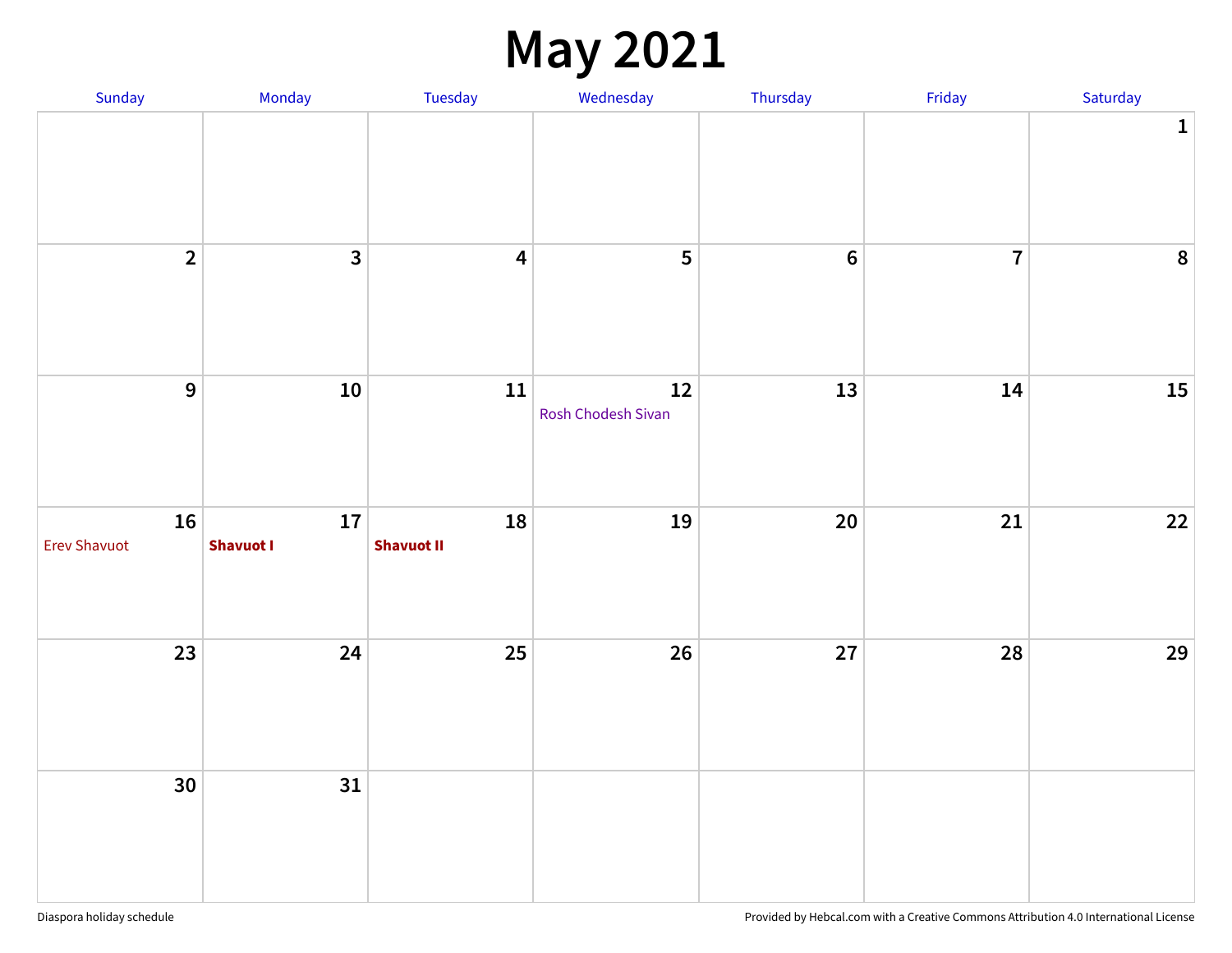# May 2021

| Sunday | Monday | Tuesday | Wednesday | Thursday | Friday | Saturday |
|---|---|---|---|---|---|---|
| | | | | | | 1 |
| 2 | 3 | 4 | 5 | 6 | 7 | 8 |
| 9 | 10 | 11 | 12 Rosh Chodesh Sivan | 13 | 14 | 15 |
| 16 Erev Shavuot | 17 **Shavuot I** | 18 **Shavuot II** | 19 | 20 | 21 | 22 |
| 23 | 24 | 25 | 26 | 27 | 28 | 29 |
| 30 | 31 | | | | | |

Diaspora holiday schedule

Provided by Hebcal.com with a Creative Commons Attribution 4.0 International License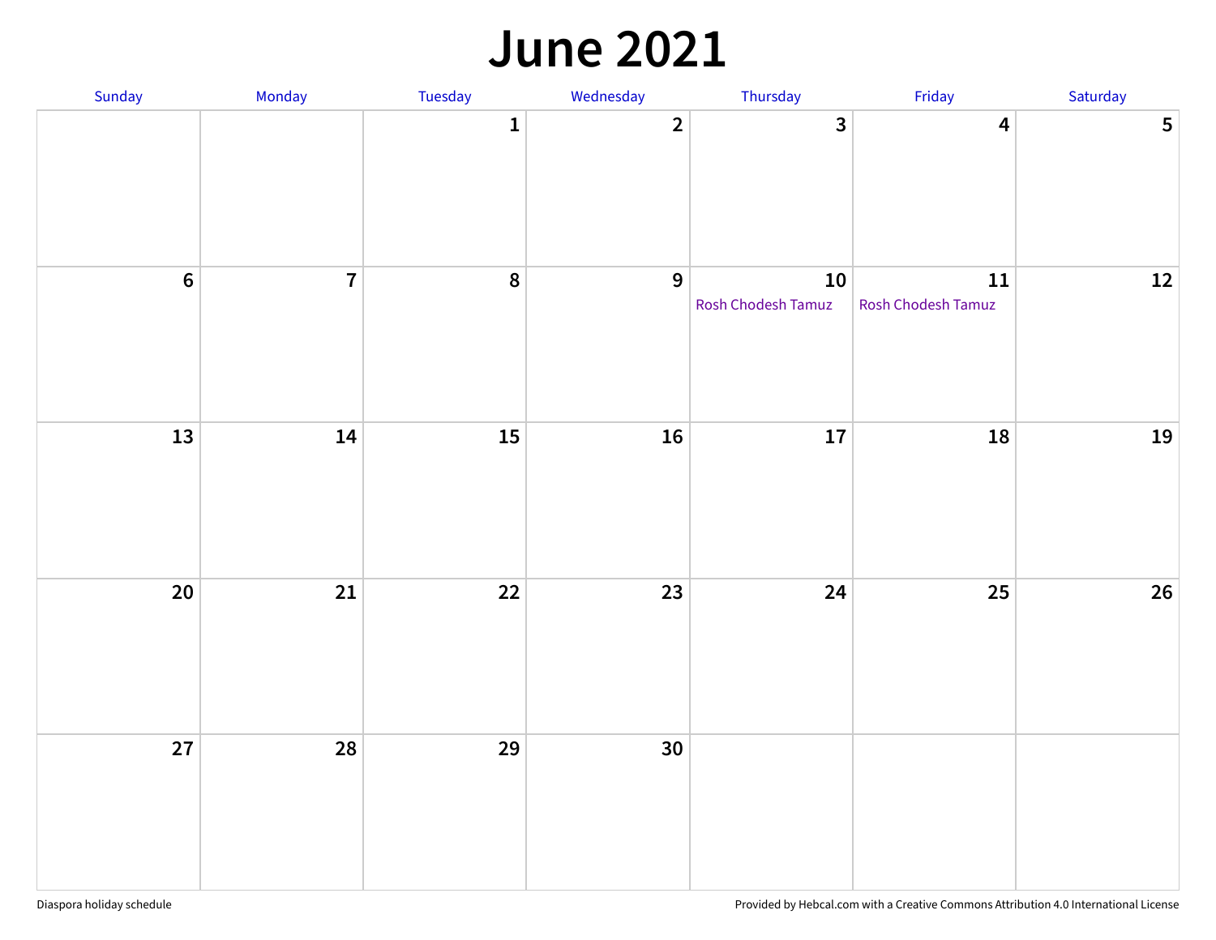# June 2021

| Sunday | Monday | Tuesday | Wednesday | Thursday | Friday | Saturday |
|---|---|---|---|---|---|---|
| | | 1 | 2 | 3 | 4 | 5 |
| 6 | 7 | 8 | 9 | 10 Rosh Chodesh Tamuz | 11 Rosh Chodesh Tamuz | 12 |
| 13 | 14 | 15 | 16 | 17 | 18 | 19 |
| 20 | 21 | 22 | 23 | 24 | 25 | 26 |
| 27 | 28 | 29 | 30 | | | |

Diaspora holiday schedule

Provided by Hebcal.com with a Creative Commons Attribution 4.0 International License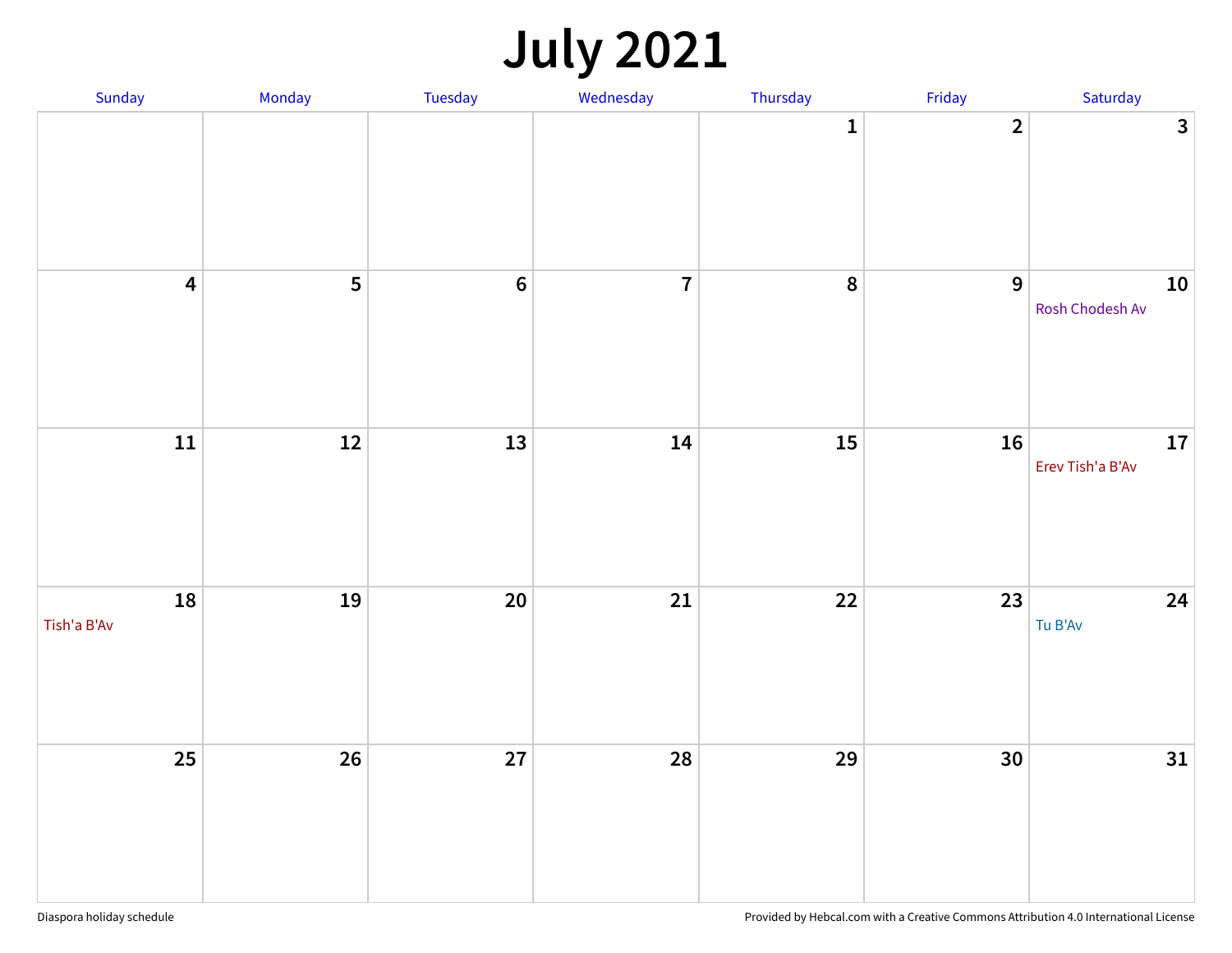# July 2021

| Sunday | Monday | Tuesday | Wednesday | Thursday | Friday | Saturday |
|---|---|---|---|---|---|---|
| | | | | 1 | 2 | 3 |
| 4 | 5 | 6 | 7 | 8 | 9 | 10 Rosh Chodesh Av |
| 11 | 12 | 13 | 14 | 15 | 16 | 17 Erev Tish'a B'Av |
| 18 Tish'a B'Av | 19 | 20 | 21 | 22 | 23 | 24 Tu B'Av |
| 25 | 26 | 27 | 28 | 29 | 30 | 31 |

Diaspora holiday schedule

Provided by Hebcal.com with a Creative Commons Attribution 4.0 International License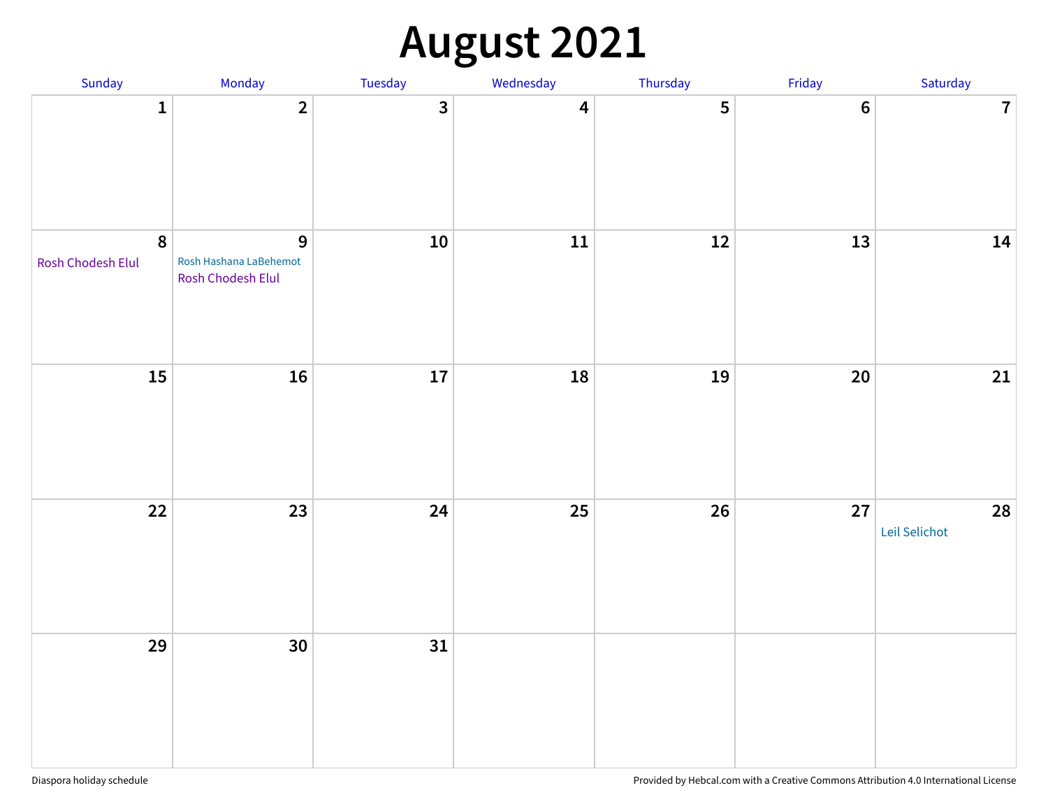# August 2021

| Sunday | Monday | Tuesday | Wednesday | Thursday | Friday | Saturday |
|---|---|---|---|---|---|---|
| 1 | 2 | 3 | 4 | 5 | 6 | 7 |
| 8 Rosh Chodesh Elul | 9 Rosh Hashana LaBehemot Rosh Chodesh Elul | 10 | 11 | 12 | 13 | 14 |
| 15 | 16 | 17 | 18 | 19 | 20 | 21 |
| 22 | 23 | 24 | 25 | 26 | 27 | 28 Leil Selichot |
| 29 | 30 | 31 | | | | |

Diaspora holiday schedule

Provided by Hebcal.com with a Creative Commons Attribution 4.0 International License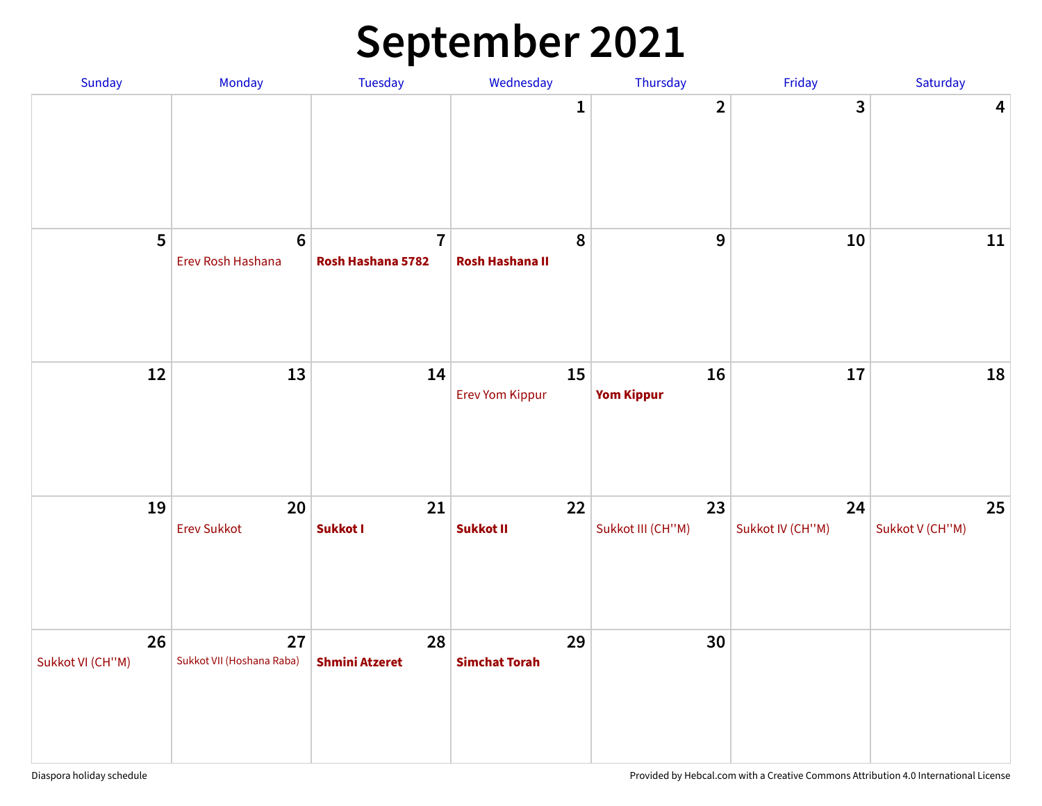# September 2021

| Sunday | Monday | Tuesday | Wednesday | Thursday | Friday | Saturday |
|---|---|---|---|---|---|---|
| | | | 1 | 2 | 3 | 4 |
| 5 | 6 Erev Rosh Hashana | 7 **Rosh Hashana 5782** | 8 **Rosh Hashana II** | 9 | 10 | 11 |
| 12 | 13 | 14 | 15 Erev Yom Kippur | 16 **Yom Kippur** | 17 | 18 |
| 19 | 20 Erev Sukkot | 21 **Sukkot I** | 22 **Sukkot II** | 23 Sukkot III (CH''M) | 24 Sukkot IV (CH''M) | 25 Sukkot V (CH''M) |
| 26 Sukkot VI (CH''M) | 27 Sukkot VII (Hoshana Raba) | 28 **Shmini Atzeret** | 29 **Simchat Torah** | 30 | | |

Diaspora holiday schedule

Provided by Hebcal.com with a Creative Commons Attribution 4.0 International License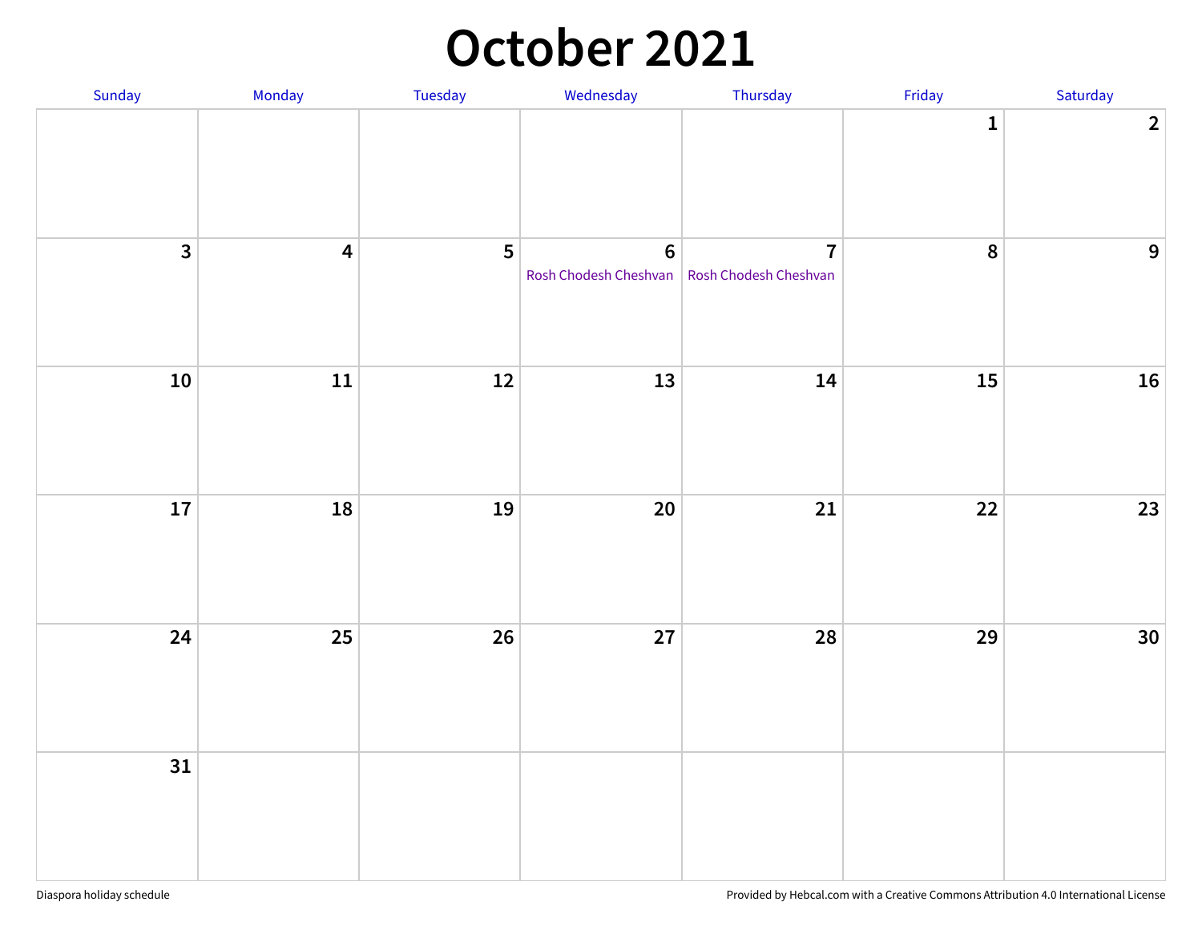# October 2021

| Sunday | Monday | Tuesday | Wednesday | Thursday | Friday | Saturday |
|---|---|---|---|---|---|---|
| | | | | | 1 | 2 |
| 3 | 4 | 5 | 6 Rosh Chodesh Cheshvan | 7 Rosh Chodesh Cheshvan | 8 | 9 |
| 10 | 11 | 12 | 13 | 14 | 15 | 16 |
| 17 | 18 | 19 | 20 | 21 | 22 | 23 |
| 24 | 25 | 26 | 27 | 28 | 29 | 30 |
| 31 | | | | | | |

Diaspora holiday schedule

Provided by Hebcal.com with a Creative Commons Attribution 4.0 International License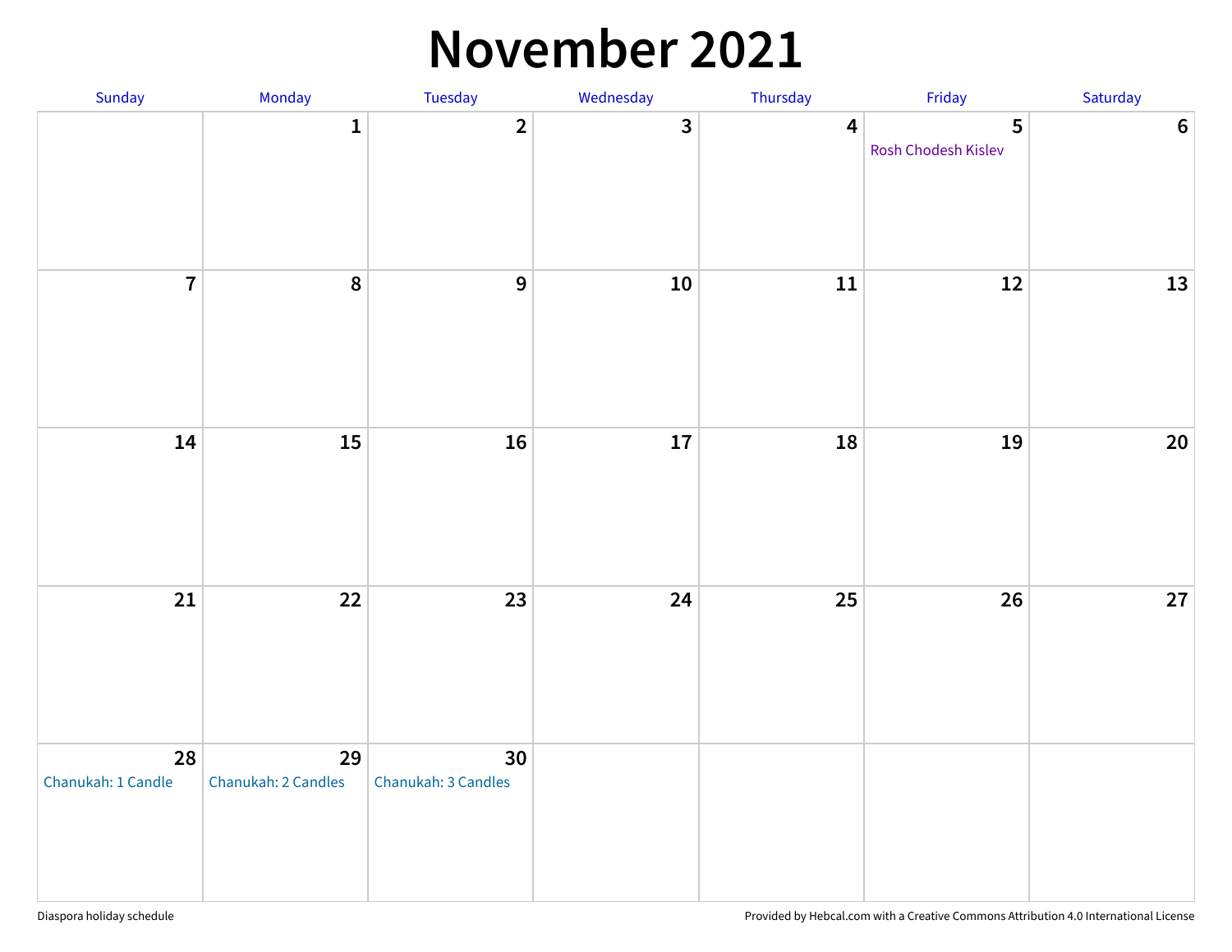# November 2021

| Sunday | Monday | Tuesday | Wednesday | Thursday | Friday | Saturday |
|---|---|---|---|---|---|---|
| | 1 | 2 | 3 | 4 | 5 Rosh Chodesh Kislev | 6 |
| 7 | 8 | 9 | 10 | 11 | 12 | 13 |
| 14 | 15 | 16 | 17 | 18 | 19 | 20 |
| 21 | 22 | 23 | 24 | 25 | 26 | 27 |
| 28 Chanukah: 1 Candle | 29 Chanukah: 2 Candles | 30 Chanukah: 3 Candles | | | | |

Diaspora holiday schedule

Provided by Hebcal.com with a Creative Commons Attribution 4.0 International License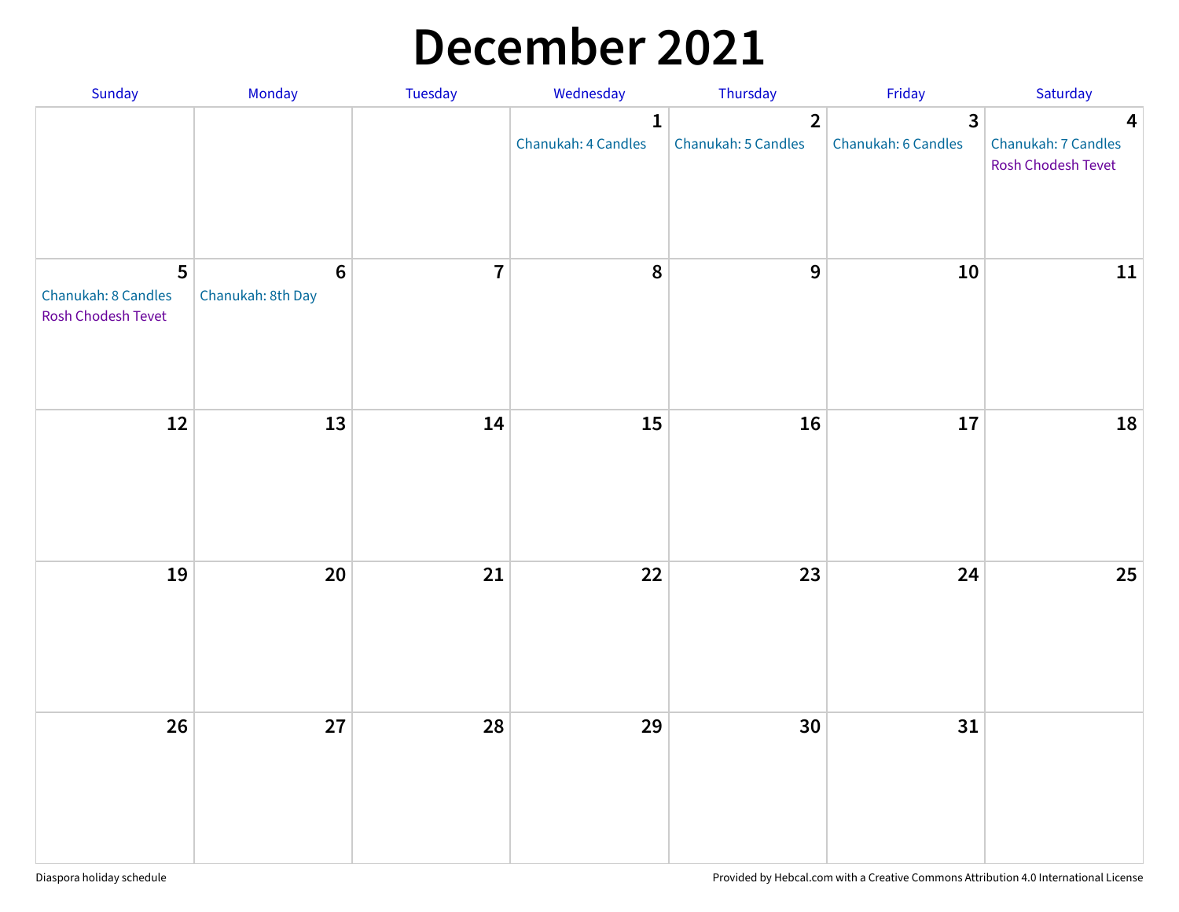# December 2021

| Sunday | Monday | Tuesday | Wednesday | Thursday | Friday | Saturday |
|---|---|---|---|---|---|---|
| | | | 1 Chanukah: 4 Candles | 2 Chanukah: 5 Candles | 3 Chanukah: 6 Candles | 4 Chanukah: 7 Candles Rosh Chodesh Tevet |
| 5 Chanukah: 8 Candles Rosh Chodesh Tevet | 6 Chanukah: 8th Day | 7 | 8 | 9 | 10 | 11 |
| 12 | 13 | 14 | 15 | 16 | 17 | 18 |
| 19 | 20 | 21 | 22 | 23 | 24 | 25 |
| 26 | 27 | 28 | 29 | 30 | 31 | |

Diaspora holiday schedule

Provided by Hebcal.com with a Creative Commons Attribution 4.0 International License